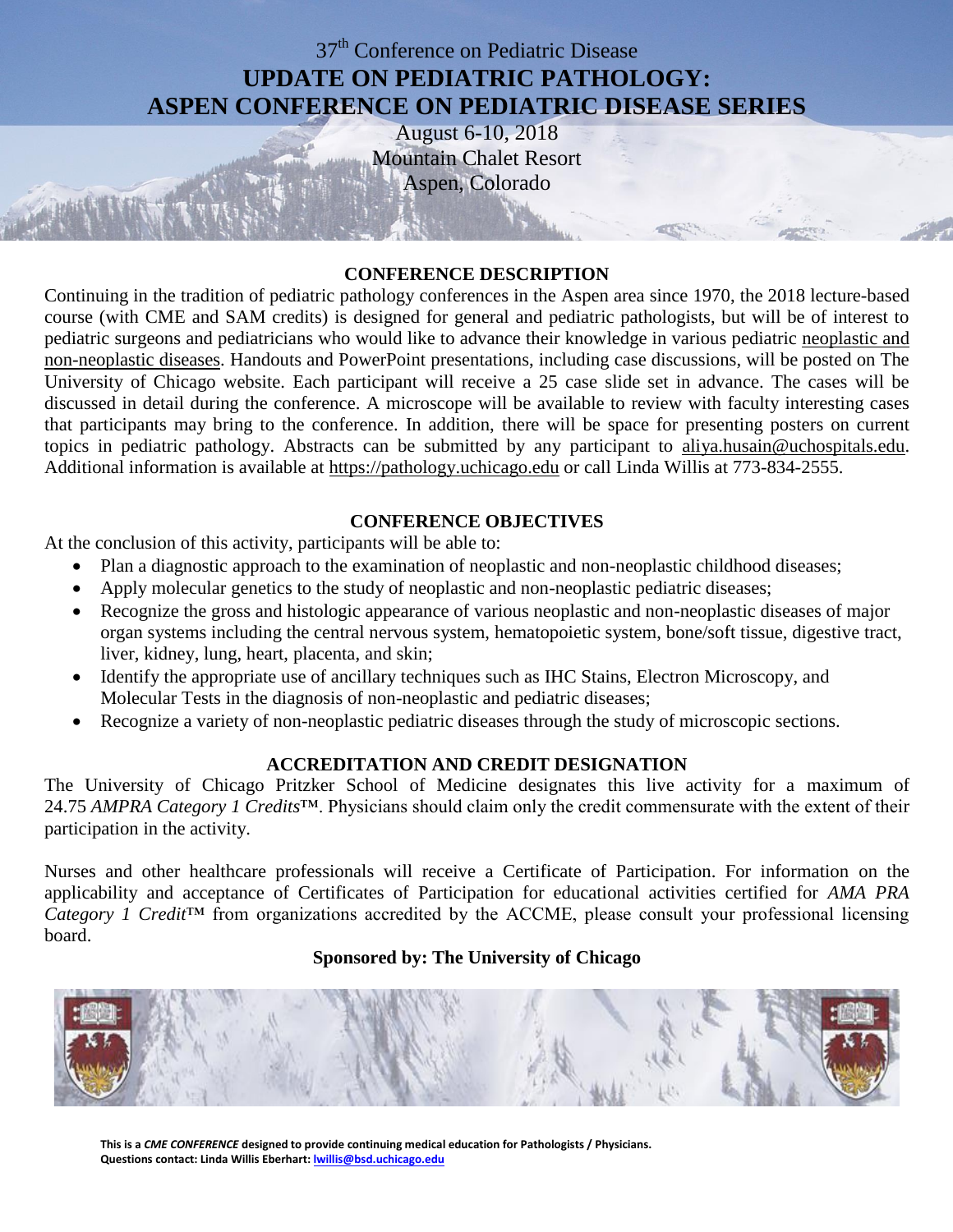# 37th Conference on Pediatric Disease

# UPDATE ON PEDIATRIC PATHOLOGY: ASPEN CONFERENCE ON PEDIATRIC DISEASE SERIES

August 6-10, 2018
Mountain Chalet Resort
Aspen, Colorado

## CONFERENCE DESCRIPTION

Continuing in the tradition of pediatric pathology conferences in the Aspen area since 1970, the 2018 lecture-based course (with CME and SAM credits) is designed for general and pediatric pathologists, but will be of interest to pediatric surgeons and pediatricians who would like to advance their knowledge in various pediatric neoplastic and non-neoplastic diseases. Handouts and PowerPoint presentations, including case discussions, will be posted on The University of Chicago website. Each participant will receive a 25 case slide set in advance. The cases will be discussed in detail during the conference. A microscope will be available to review with faculty interesting cases that participants may bring to the conference. In addition, there will be space for presenting posters on current topics in pediatric pathology. Abstracts can be submitted by any participant to aliya.husain@uchospitals.edu. Additional information is available at https://pathology.uchicago.edu or call Linda Willis at 773-834-2555.

## CONFERENCE OBJECTIVES

At the conclusion of this activity, participants will be able to:

- Plan a diagnostic approach to the examination of neoplastic and non-neoplastic childhood diseases;
- Apply molecular genetics to the study of neoplastic and non-neoplastic pediatric diseases;
- Recognize the gross and histologic appearance of various neoplastic and non-neoplastic diseases of major organ systems including the central nervous system, hematopoietic system, bone/soft tissue, digestive tract, liver, kidney, lung, heart, placenta, and skin;
- Identify the appropriate use of ancillary techniques such as IHC Stains, Electron Microscopy, and Molecular Tests in the diagnosis of non-neoplastic and pediatric diseases;
- Recognize a variety of non-neoplastic pediatric diseases through the study of microscopic sections.

## ACCREDITATION AND CREDIT DESIGNATION

The University of Chicago Pritzker School of Medicine designates this live activity for a maximum of 24.75 *AMPRA Category 1 Credits*™. Physicians should claim only the credit commensurate with the extent of their participation in the activity.

Nurses and other healthcare professionals will receive a Certificate of Participation. For information on the applicability and acceptance of Certificates of Participation for educational activities certified for *AMA PRA Category 1 Credit*™ from organizations accredited by the ACCME, please consult your professional licensing board.

**Sponsored by: The University of Chicago**

**This is a *CME CONFERENCE* designed to provide continuing medical education for Pathologists / Physicians.**
**Questions contact: Linda Willis Eberhart: lwillis@bsd.uchicago.edu**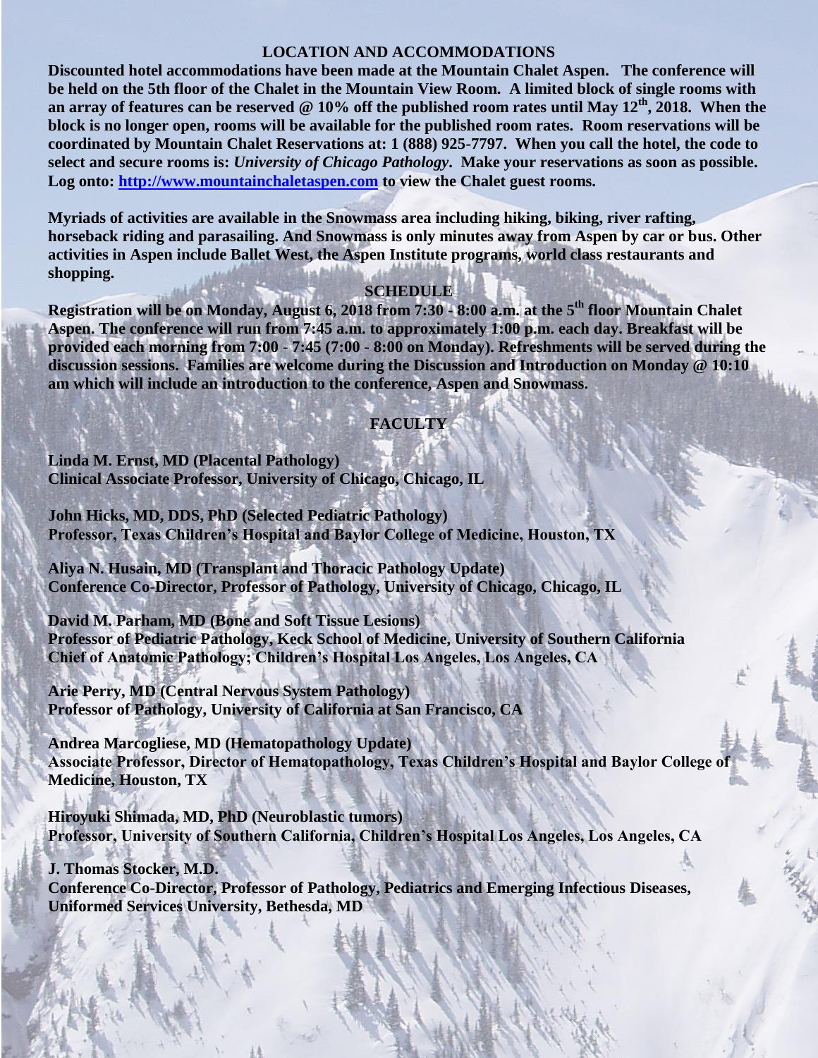## LOCATION AND ACCOMMODATIONS

**Discounted hotel accommodations have been made at the Mountain Chalet Aspen. The conference will be held on the 5th floor of the Chalet in the Mountain View Room. A limited block of single rooms with an array of features can be reserved @ 10% off the published room rates until May 12th, 2018. When the block is no longer open, rooms will be available for the published room rates. Room reservations will be coordinated by Mountain Chalet Reservations at: 1 (888) 925-7797. When you call the hotel, the code to select and secure rooms is: *University of Chicago Pathology*. Make your reservations as soon as possible. Log onto: [http://www.mountainchaletaspen.com](http://www.mountainchaletaspen.com) to view the Chalet guest rooms.**

**Myriads of activities are available in the Snowmass area including hiking, biking, river rafting, horseback riding and parasailing. And Snowmass is only minutes away from Aspen by car or bus. Other activities in Aspen include Ballet West, the Aspen Institute programs, world class restaurants and shopping.**

## SCHEDULE

**Registration will be on Monday, August 6, 2018 from 7:30 - 8:00 a.m. at the 5th floor Mountain Chalet Aspen. The conference will run from 7:45 a.m. to approximately 1:00 p.m. each day. Breakfast will be provided each morning from 7:00 - 7:45 (7:00 - 8:00 on Monday). Refreshments will be served during the discussion sessions. Families are welcome during the Discussion and Introduction on Monday @ 10:10 am which will include an introduction to the conference, Aspen and Snowmass.**

## FACULTY

**Linda M. Ernst, MD (Placental Pathology)**
**Clinical Associate Professor, University of Chicago, Chicago, IL**

**John Hicks, MD, DDS, PhD (Selected Pediatric Pathology)**
**Professor, Texas Children's Hospital and Baylor College of Medicine, Houston, TX**

**Aliya N. Husain, MD (Transplant and Thoracic Pathology Update)**
**Conference Co-Director, Professor of Pathology, University of Chicago, Chicago, IL**

**David M. Parham, MD (Bone and Soft Tissue Lesions)**
**Professor of Pediatric Pathology, Keck School of Medicine, University of Southern California**
**Chief of Anatomic Pathology; Children's Hospital Los Angeles, Los Angeles, CA**

**Arie Perry, MD (Central Nervous System Pathology)**
**Professor of Pathology, University of California at San Francisco, CA**

**Andrea Marcogliese, MD (Hematopathology Update)**
**Associate Professor, Director of Hematopathology, Texas Children's Hospital and Baylor College of Medicine, Houston, TX**

**Hiroyuki Shimada, MD, PhD (Neuroblastic tumors)**
**Professor, University of Southern California, Children's Hospital Los Angeles, Los Angeles, CA**

**J. Thomas Stocker, M.D.**
**Conference Co-Director, Professor of Pathology, Pediatrics and Emerging Infectious Diseases, Uniformed Services University, Bethesda, MD**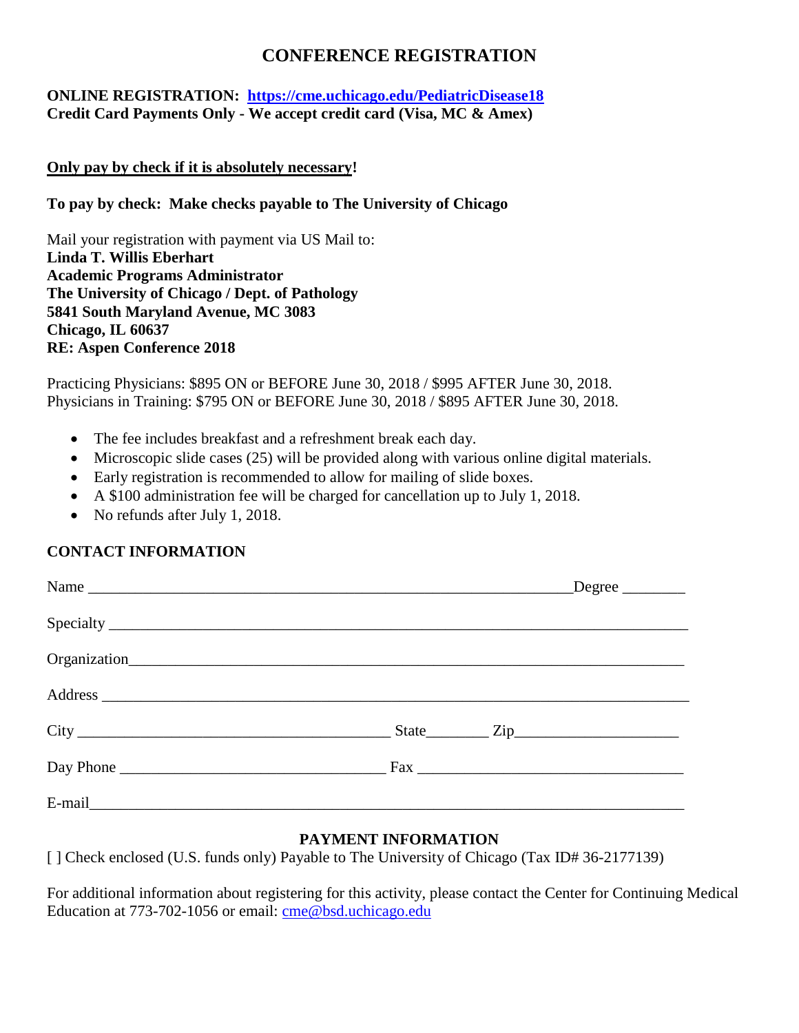# CONFERENCE REGISTRATION

**ONLINE REGISTRATION: [https://cme.uchicago.edu/PediatricDisease18](https://cme.uchicago.edu/PediatricDisease18)**
**Credit Card Payments Only - We accept credit card (Visa, MC & Amex)**

**<u>Only pay by check if it is absolutely necessary</u>!**

**To pay by check: Make checks payable to The University of Chicago**

Mail your registration with payment via US Mail to:
**Linda T. Willis Eberhart**
**Academic Programs Administrator**
**The University of Chicago / Dept. of Pathology**
**5841 South Maryland Avenue, MC 3083**
**Chicago, IL 60637**
**RE: Aspen Conference 2018**

Practicing Physicians: $895 ON or BEFORE June 30, 2018 / $995 AFTER June 30, 2018.
Physicians in Training: $795 ON or BEFORE June 30, 2018 / $895 AFTER June 30, 2018.

- The fee includes breakfast and a refreshment break each day.
- Microscopic slide cases (25) will be provided along with various online digital materials.
- Early registration is recommended to allow for mailing of slide boxes.
- A $100 administration fee will be charged for cancellation up to July 1, 2018.
- No refunds after July 1, 2018.

## CONTACT INFORMATION

Name ________________________________________________________________ Degree ________

Specialty ____________________________________________________________________________

Organization__________________________________________________________________________

Address _____________________________________________________________________________

City _________________________________________ State________ Zip_____________________

Day Phone __________________________________ Fax __________________________________

E-mail_______________________________________________________________________________

## PAYMENT INFORMATION

[ ] Check enclosed (U.S. funds only) Payable to The University of Chicago (Tax ID# 36-2177139)

For additional information about registering for this activity, please contact the Center for Continuing Medical Education at 773-702-1056 or email: [cme@bsd.uchicago.edu](mailto:cme@bsd.uchicago.edu)